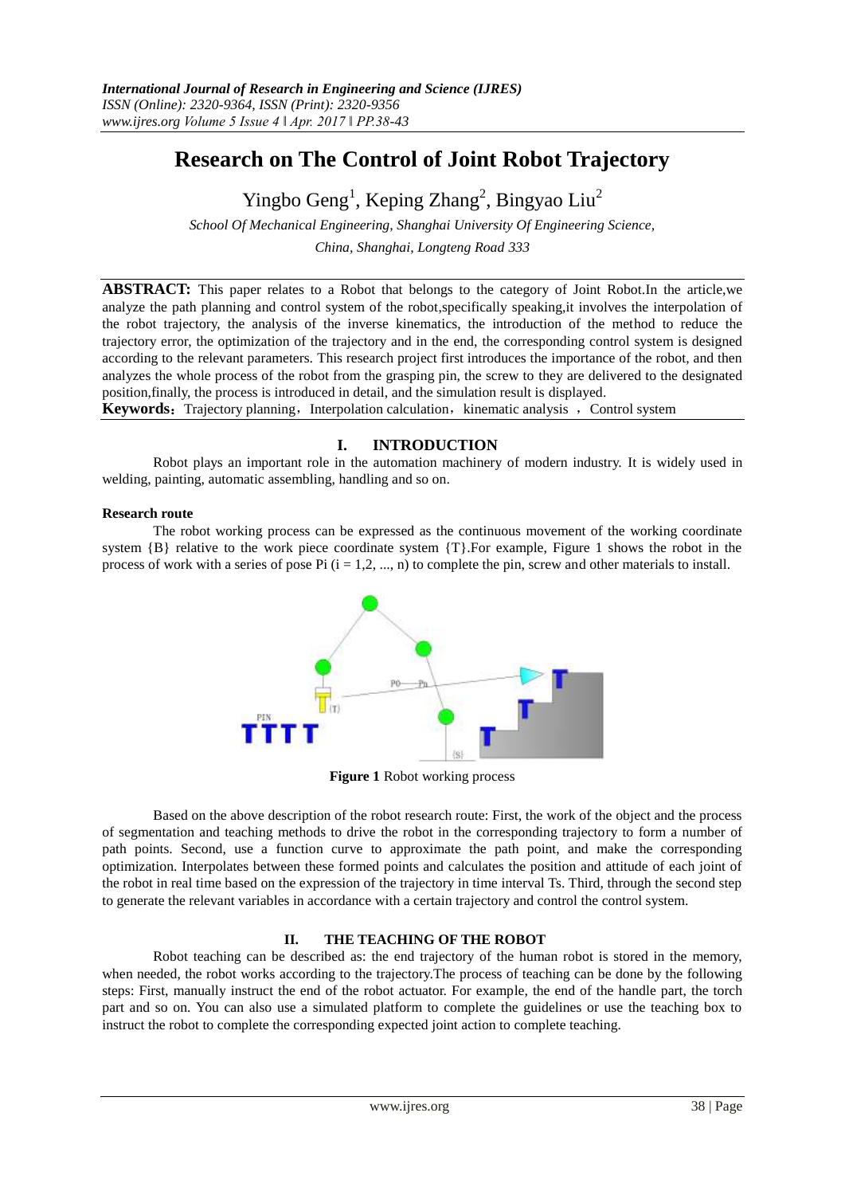# Research on The Control of Joint Robot Trajectory

Yingbo Geng[1], Keping Zhang[2], Bingyao Liu[2]

*School Of Mechanical Engineering, Shanghai University Of Engineering Science, China, Shanghai, Longteng Road 333*

**ABSTRACT:** This paper relates to a Robot that belongs to the category of Joint Robot.In the article,we analyze the path planning and control system of the robot,specifically speaking,it involves the interpolation of the robot trajectory, the analysis of the inverse kinematics, the introduction of the method to reduce the trajectory error, the optimization of the trajectory and in the end, the corresponding control system is designed according to the relevant parameters. This research project first introduces the importance of the robot, and then analyzes the whole process of the robot from the grasping pin, the screw to they are delivered to the designated position,finally, the process is introduced in detail, and the simulation result is displayed.

**Keywords**：Trajectory planning，Interpolation calculation，kinematic analysis ，Control system

## I. INTRODUCTION

Robot plays an important role in the automation machinery of modern industry. It is widely used in welding, painting, automatic assembling, handling and so on.

**Research route**

The robot working process can be expressed as the continuous movement of the working coordinate system {B} relative to the work piece coordinate system {T}.For example, Figure 1 shows the robot in the process of work with a series of pose Pi (i = 1,2, ..., n) to complete the pin, screw and other materials to install.

**Figure 1** Robot working process

Based on the above description of the robot research route: First, the work of the object and the process of segmentation and teaching methods to drive the robot in the corresponding trajectory to form a number of path points. Second, use a function curve to approximate the path point, and make the corresponding optimization. Interpolates between these formed points and calculates the position and attitude of each joint of the robot in real time based on the expression of the trajectory in time interval Ts. Third, through the second step to generate the relevant variables in accordance with a certain trajectory and control the control system.

## II. THE TEACHING OF THE ROBOT

Robot teaching can be described as: the end trajectory of the human robot is stored in the memory, when needed, the robot works according to the trajectory.The process of teaching can be done by the following steps: First, manually instruct the end of the robot actuator. For example, the end of the handle part, the torch part and so on. You can also use a simulated platform to complete the guidelines or use the teaching box to instruct the robot to complete the corresponding expected joint action to complete teaching.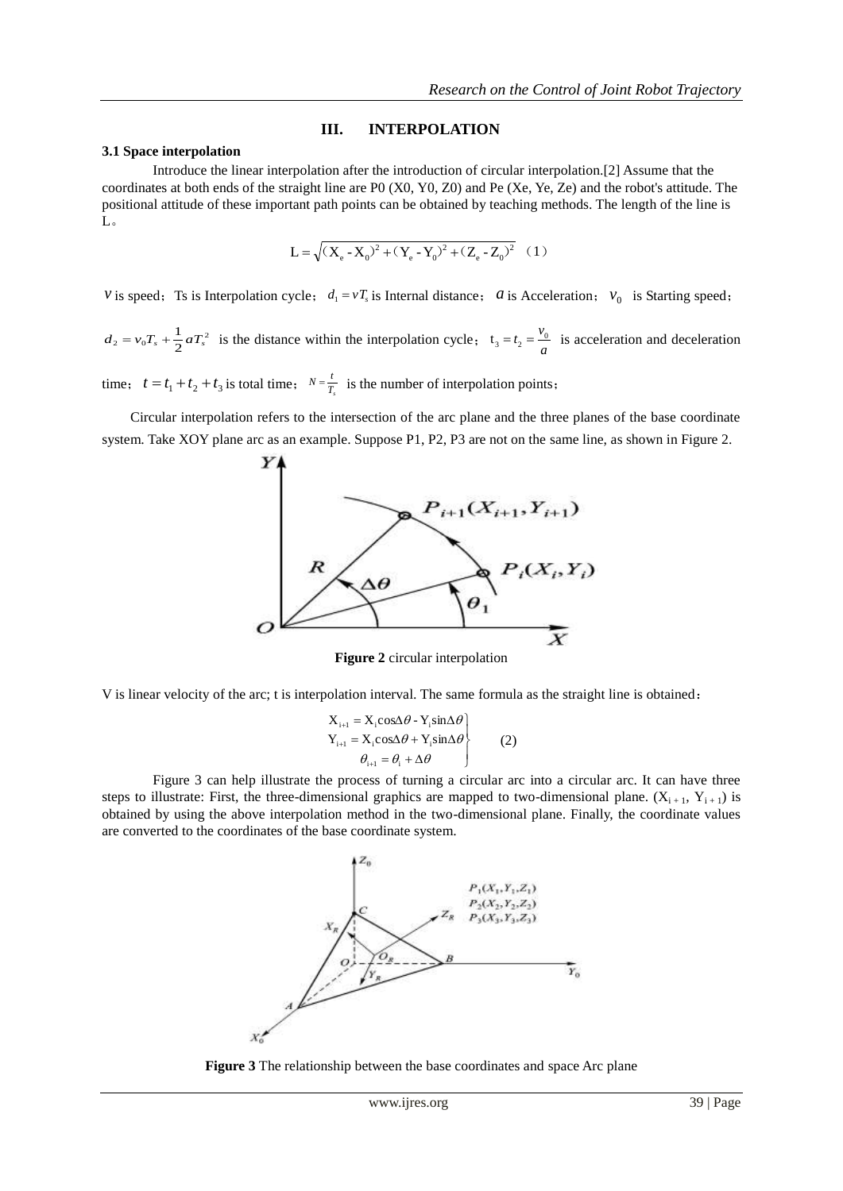## III. INTERPOLATION

### 3.1 Space interpolation

Introduce the linear interpolation after the introduction of circular interpolation.[2] Assume that the coordinates at both ends of the straight line are P0 (X0, Y0, Z0) and Pe (Xe, Ye, Ze) and the robot's attitude. The positional attitude of these important path points can be obtained by teaching methods. The length of the line is L。

$$L = \sqrt{(X_e - X_0)^2 + (Y_e - Y_0)^2 + (Z_e - Z_0)^2} \quad (1)$$

$v$ is speed；Ts is Interpolation cycle；$d_1 = vT_s$ is Internal distance；$a$ is Acceleration；$v_0$ is Starting speed；

$d_2 = v_0 T_s + \frac{1}{2} a T_s^2$ is the distance within the interpolation cycle；$t_3 = t_2 = \frac{v_0}{a}$ is acceleration and deceleration time；$t = t_1 + t_2 + t_3$ is total time；$N = \frac{t}{T_s}$ is the number of interpolation points；

Circular interpolation refers to the intersection of the arc plane and the three planes of the base coordinate system. Take XOY plane arc as an example. Suppose P1, P2, P3 are not on the same line, as shown in Figure 2.

**Figure 2** circular interpolation

V is linear velocity of the arc; t is interpolation interval. The same formula as the straight line is obtained：

$$\left.\begin{aligned} X_{i+1} &= X_i \cos\Delta\theta - Y_i \sin\Delta\theta \\ Y_{i+1} &= X_i \cos\Delta\theta + Y_i \sin\Delta\theta \\ \theta_{i+1} &= \theta_i + \Delta\theta \end{aligned}\right\} \quad (2)$$

Figure 3 can help illustrate the process of turning a circular arc into a circular arc. It can have three steps to illustrate: First, the three-dimensional graphics are mapped to two-dimensional plane. $(X_{i+1}, Y_{i+1})$ is obtained by using the above interpolation method in the two-dimensional plane. Finally, the coordinate values are converted to the coordinates of the base coordinate system.

**Figure 3** The relationship between the base coordinates and space Arc plane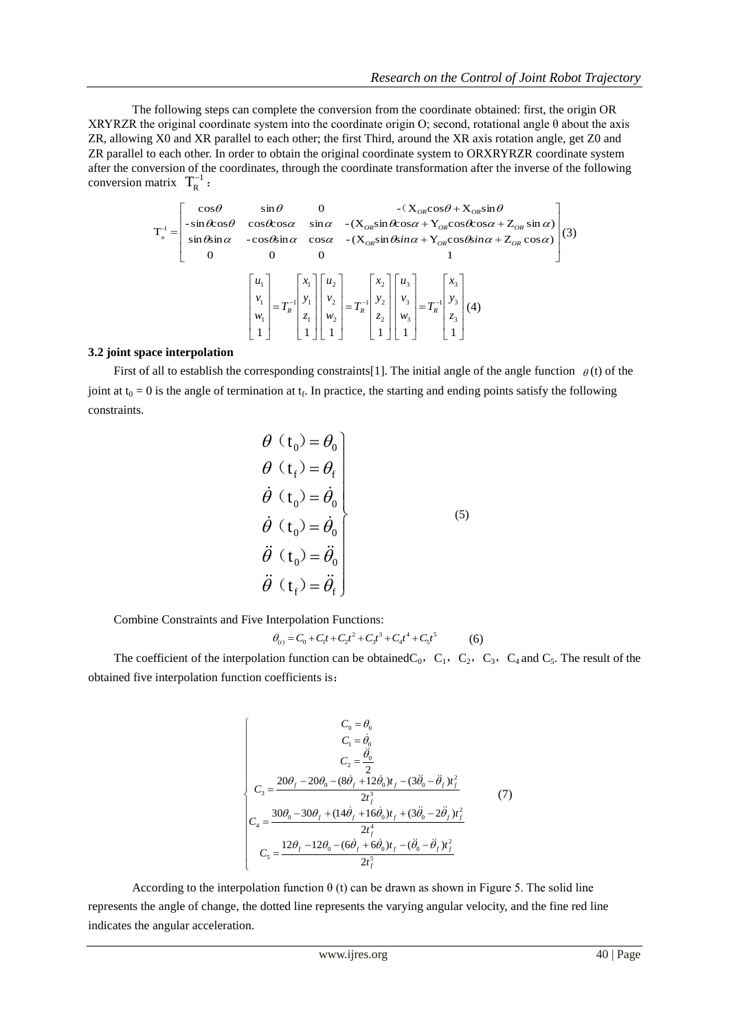The following steps can complete the conversion from the coordinate obtained: first, the origin OR XRYRZR the original coordinate system into the coordinate origin O; second, rotational angle θ about the axis ZR, allowing X0 and XR parallel to each other; the first Third, around the XR axis rotation angle, get Z0 and ZR parallel to each other. In order to obtain the original coordinate system to ORXRYRZR coordinate system after the conversion of the coordinates, through the coordinate transformation after the inverse of the following conversion matrix $T_R^{-1}$：

$$
T_R^{-1} = \begin{bmatrix} \cos\theta & \sin\theta & 0 & -(X_{OR}\cos\theta + X_{OR}\sin\theta \\ -\sin\theta\cos\theta & \cos\theta\cos\alpha & \sin\alpha & -(X_{OR}\sin\theta\cos\alpha + Y_{OR}\cos\theta\cos\alpha + Z_{OR}\sin\alpha) \\ \sin\theta\sin\alpha & -\cos\theta\sin\alpha & \cos\alpha & -(X_{OR}\sin\theta sin\alpha + Y_{OR}\cos\theta sin\alpha + Z_{OR}\cos\alpha) \\ 0 & 0 & 0 & 1 \end{bmatrix} \tag{3}
$$

$$
\begin{bmatrix} u_1 \\ v_1 \\ w_1 \\ 1 \end{bmatrix} = T_R^{-1} \begin{bmatrix} x_1 \\ y_1 \\ z_1 \\ 1 \end{bmatrix} \begin{bmatrix} u_2 \\ v_2 \\ w_2 \\ 1 \end{bmatrix} = T_R^{-1} \begin{bmatrix} x_2 \\ y_2 \\ z_2 \\ 1 \end{bmatrix} \begin{bmatrix} u_3 \\ v_3 \\ w_3 \\ 1 \end{bmatrix} = T_R^{-1} \begin{bmatrix} x_3 \\ y_3 \\ z_3 \\ 1 \end{bmatrix} \tag{4}
$$

**3.2 joint space interpolation**

First of all to establish the corresponding constraints[1]. The initial angle of the angle function $\theta$(t) of the joint at $t_0 = 0$ is the angle of termination at $t_f$. In practice, the starting and ending points satisfy the following constraints.

$$
\left.\begin{array}{l} \theta(t_0) = \theta_0 \\ \theta(t_f) = \theta_f \\ \dot{\theta}(t_0) = \dot{\theta}_0 \\ \dot{\theta}(t_0) = \dot{\theta}_0 \\ \ddot{\theta}(t_0) = \ddot{\theta}_0 \\ \ddot{\theta}(t_f) = \ddot{\theta}_f \end{array}\right\} \tag{5}
$$

Combine Constraints and Five Interpolation Functions:

$$
\theta_{(t)} = C_0 + C_1 t + C_2 t^2 + C_3 t^3 + C_4 t^4 + C_5 t^5 \tag{6}
$$

The coefficient of the interpolation function can be obtained$C_0$，$C_1$，$C_2$，$C_3$，$C_4$ and $C_5$. The result of the obtained five interpolation function coefficients is：

$$
\begin{cases} C_0 = \theta_0 \\ C_1 = \dot{\theta}_0 \\ C_2 = \dfrac{\ddot{\theta}_0}{2} \\ C_3 = \dfrac{20\theta_f - 20\theta_0 - (8\dot{\theta}_f + 12\dot{\theta}_0)t_f - (3\ddot{\theta}_0 - \ddot{\theta}_f)t_f^2}{2t_f^3} \\ C_4 = \dfrac{30\theta_0 - 30\theta_f + (14\dot{\theta}_f + 16\dot{\theta}_0)t_f + (3\ddot{\theta}_0 - 2\ddot{\theta}_f)t_f^2}{2t_f^4} \\ C_5 = \dfrac{12\theta_f - 12\theta_0 - (6\dot{\theta}_f + 6\dot{\theta}_0)t_f - (\ddot{\theta}_0 - \ddot{\theta}_f)t_f^2}{2t_f^5} \end{cases} \tag{7}
$$

According to the interpolation function θ (t) can be drawn as shown in Figure 5. The solid line represents the angle of change, the dotted line represents the varying angular velocity, and the fine red line indicates the angular acceleration.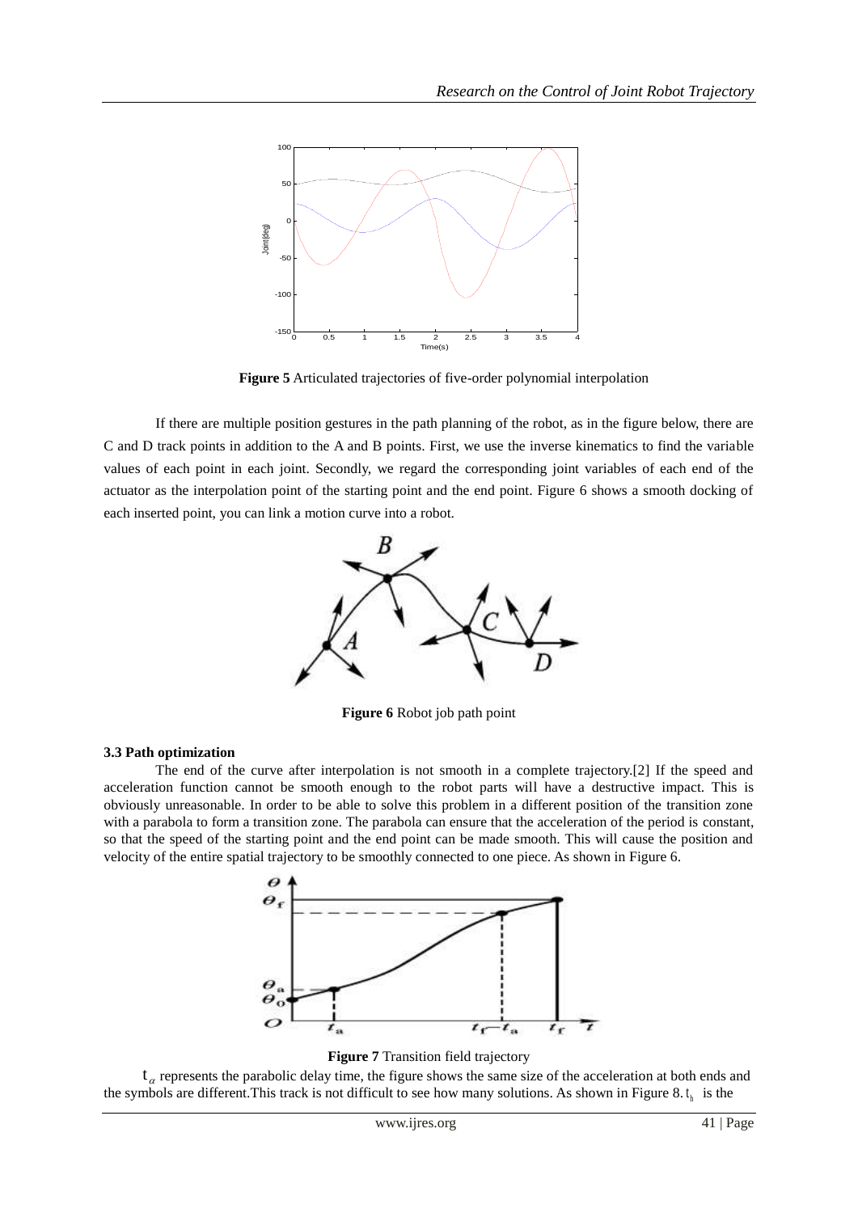**Figure 5** Articulated trajectories of five-order polynomial interpolation

If there are multiple position gestures in the path planning of the robot, as in the figure below, there are C and D track points in addition to the A and B points. First, we use the inverse kinematics to find the variable values of each point in each joint. Secondly, we regard the corresponding joint variables of each end of the actuator as the interpolation point of the starting point and the end point. Figure 6 shows a smooth docking of each inserted point, you can link a motion curve into a robot.

**Figure 6** Robot job path point

### 3.3 Path optimization

The end of the curve after interpolation is not smooth in a complete trajectory.[2] If the speed and acceleration function cannot be smooth enough to the robot parts will have a destructive impact. This is obviously unreasonable. In order to be able to solve this problem in a different position of the transition zone with a parabola to form a transition zone. The parabola can ensure that the acceleration of the period is constant, so that the speed of the starting point and the end point can be made smooth. This will cause the position and velocity of the entire spatial trajectory to be smoothly connected to one piece. As shown in Figure 6.

**Figure 7** Transition field trajectory

$t_{\alpha}$ represents the parabolic delay time, the figure shows the same size of the acceleration at both ends and the symbols are different.This track is not difficult to see how many solutions. As shown in Figure 8. $t_h$ is the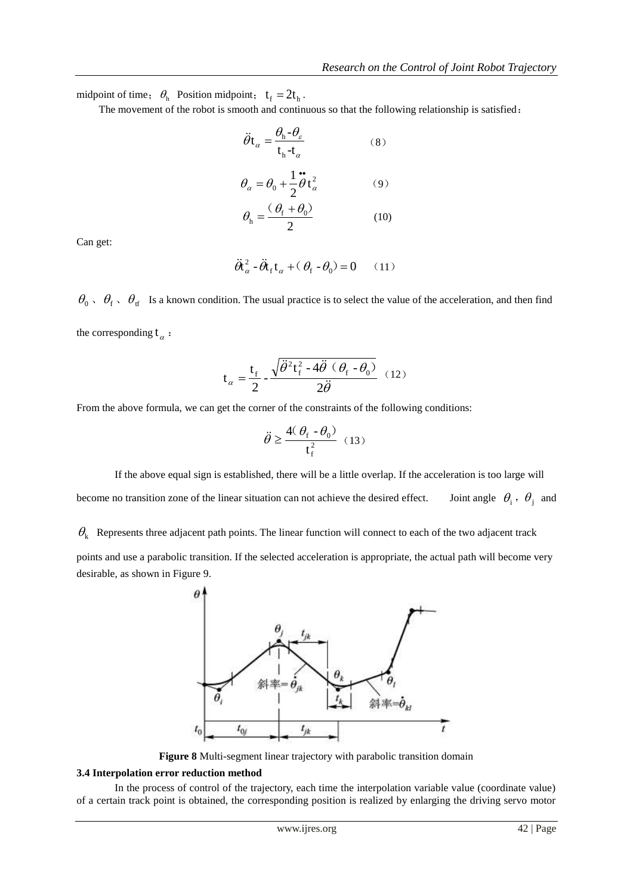midpoint of time; $\theta_h$ Position midpoint; $t_f = 2t_h$.

The movement of the robot is smooth and continuous so that the following relationship is satisfied:

$$\ddot{\theta}t_\alpha = \frac{\theta_h - \theta_\varepsilon}{t_h - t_\alpha} \quad (8)$$

$$\theta_\alpha = \theta_0 + \frac{1}{2}\ddot{\theta}t_\alpha^2 \quad (9)$$

$$\theta_h = \frac{(\theta_f + \theta_0)}{2} \quad (10)$$

Can get:

$$\ddot{\theta}t_\alpha^2 - \ddot{\theta}t_f t_\alpha + (\theta_f - \theta_0) = 0 \quad (11)$$

$\theta_0$ 、 $\theta_f$ 、 $\theta_{tf}$ Is a known condition. The usual practice is to select the value of the acceleration, and then find the corresponding $t_\alpha$ :

$$t_\alpha = \frac{t_f}{2} - \frac{\sqrt{\ddot{\theta}^2 t_f^2 - 4\ddot{\theta}(\theta_f - \theta_0)}}{2\ddot{\theta}} \quad (12)$$

From the above formula, we can get the corner of the constraints of the following conditions:

$$\ddot{\theta} \geq \frac{4(\theta_f - \theta_0)}{t_f^2} \quad (13)$$

If the above equal sign is established, there will be a little overlap. If the acceleration is too large will become no transition zone of the linear situation can not achieve the desired effect. Joint angle $\theta_i$, $\theta_j$ and $\theta_k$ Represents three adjacent path points. The linear function will connect to each of the two adjacent track points and use a parabolic transition. If the selected acceleration is appropriate, the actual path will become very desirable, as shown in Figure 9.

**Figure 8** Multi-segment linear trajectory with parabolic transition domain

### 3.4 Interpolation error reduction method

In the process of control of the trajectory, each time the interpolation variable value (coordinate value) of a certain track point is obtained, the corresponding position is realized by enlarging the driving servo motor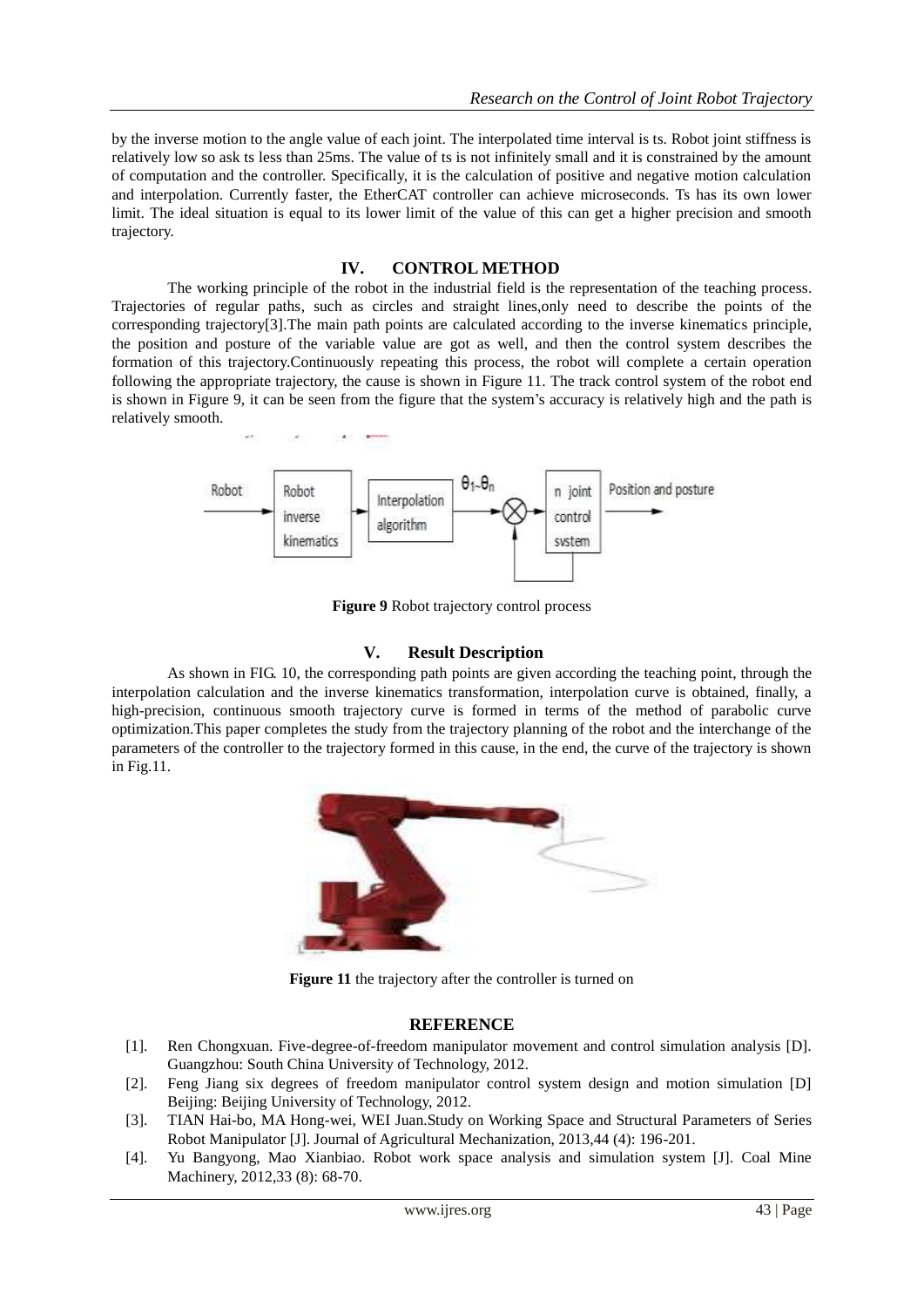by the inverse motion to the angle value of each joint. The interpolated time interval is ts. Robot joint stiffness is relatively low so ask ts less than 25ms. The value of ts is not infinitely small and it is constrained by the amount of computation and the controller. Specifically, it is the calculation of positive and negative motion calculation and interpolation. Currently faster, the EtherCAT controller can achieve microseconds. Ts has its own lower limit. The ideal situation is equal to its lower limit of the value of this can get a higher precision and smooth trajectory.

## IV. CONTROL METHOD

The working principle of the robot in the industrial field is the representation of the teaching process. Trajectories of regular paths, such as circles and straight lines,only need to describe the points of the corresponding trajectory[3].The main path points are calculated according to the inverse kinematics principle, the position and posture of the variable value are got as well, and then the control system describes the formation of this trajectory.Continuously repeating this process, the robot will complete a certain operation following the appropriate trajectory, the cause is shown in Figure 11. The track control system of the robot end is shown in Figure 9, it can be seen from the figure that the system's accuracy is relatively high and the path is relatively smooth.

Robot
Robot inverse kinematics
Interpolation algorithm
$\theta_1$-$\theta_n$
n joint control svstem
Position and posture

**Figure 9** Robot trajectory control process

## V. Result Description

As shown in FIG. 10, the corresponding path points are given according the teaching point, through the interpolation calculation and the inverse kinematics transformation, interpolation curve is obtained, finally, a high-precision, continuous smooth trajectory curve is formed in terms of the method of parabolic curve optimization.This paper completes the study from the trajectory planning of the robot and the interchange of the parameters of the controller to the trajectory formed in this cause, in the end, the curve of the trajectory is shown in Fig.11.

**Figure 11** the trajectory after the controller is turned on

## REFERENCE

[1]. Ren Chongxuan. Five-degree-of-freedom manipulator movement and control simulation analysis [D]. Guangzhou: South China University of Technology, 2012.

[2]. Feng Jiang six degrees of freedom manipulator control system design and motion simulation [D] Beijing: Beijing University of Technology, 2012.

[3]. TIAN Hai-bo, MA Hong-wei, WEI Juan.Study on Working Space and Structural Parameters of Series Robot Manipulator [J]. Journal of Agricultural Mechanization, 2013,44 (4): 196-201.

[4]. Yu Bangyong, Mao Xianbiao. Robot work space analysis and simulation system [J]. Coal Mine Machinery, 2012,33 (8): 68-70.